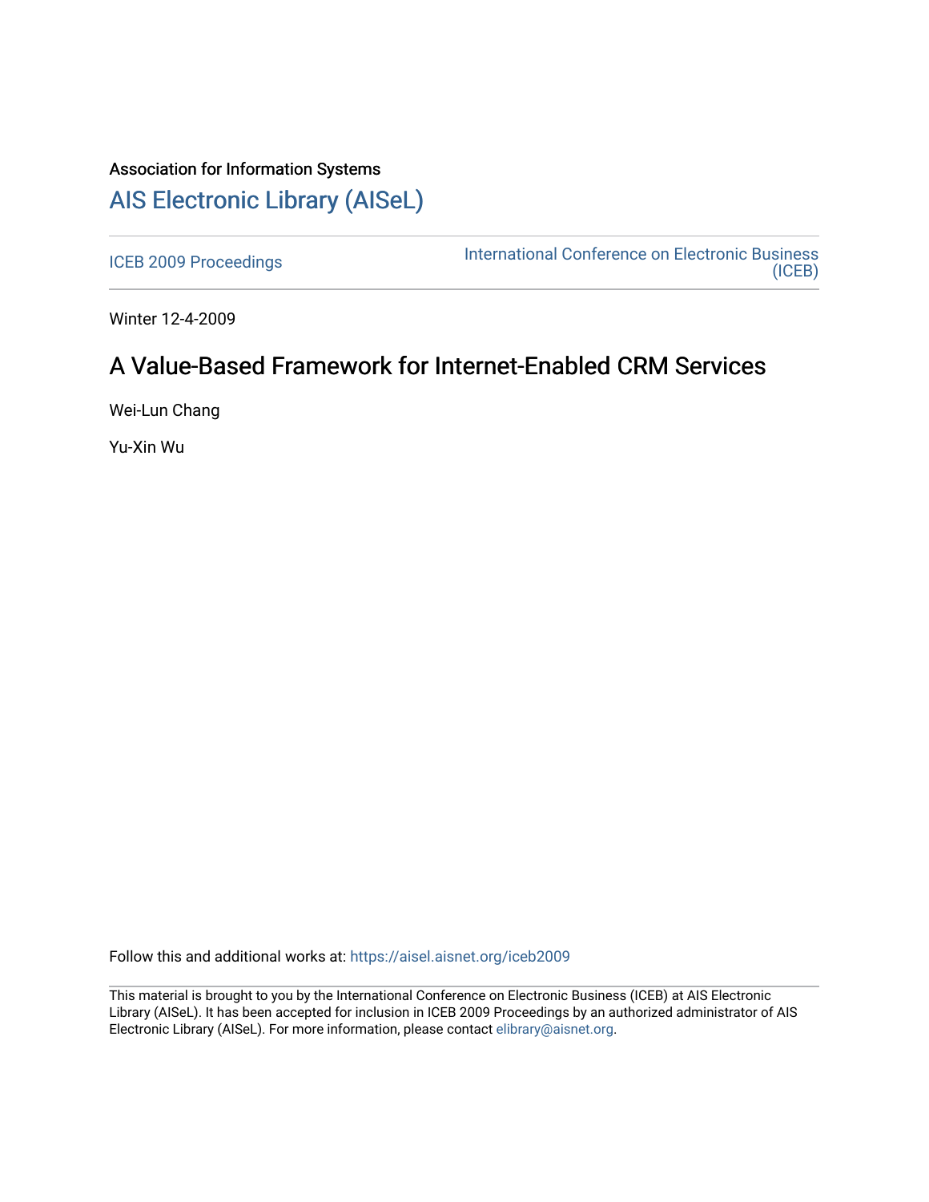Association for Information Systems

# AIS Electronic Library (AISeL)

ICEB 2009 Proceedings

International Conference on Electronic Business (ICEB)

Winter 12-4-2009

## A Value-Based Framework for Internet-Enabled CRM Services

Wei-Lun Chang

Yu-Xin Wu

Follow this and additional works at: https://aisel.aisnet.org/iceb2009

This material is brought to you by the International Conference on Electronic Business (ICEB) at AIS Electronic Library (AISeL). It has been accepted for inclusion in ICEB 2009 Proceedings by an authorized administrator of AIS Electronic Library (AISeL). For more information, please contact elibrary@aisnet.org.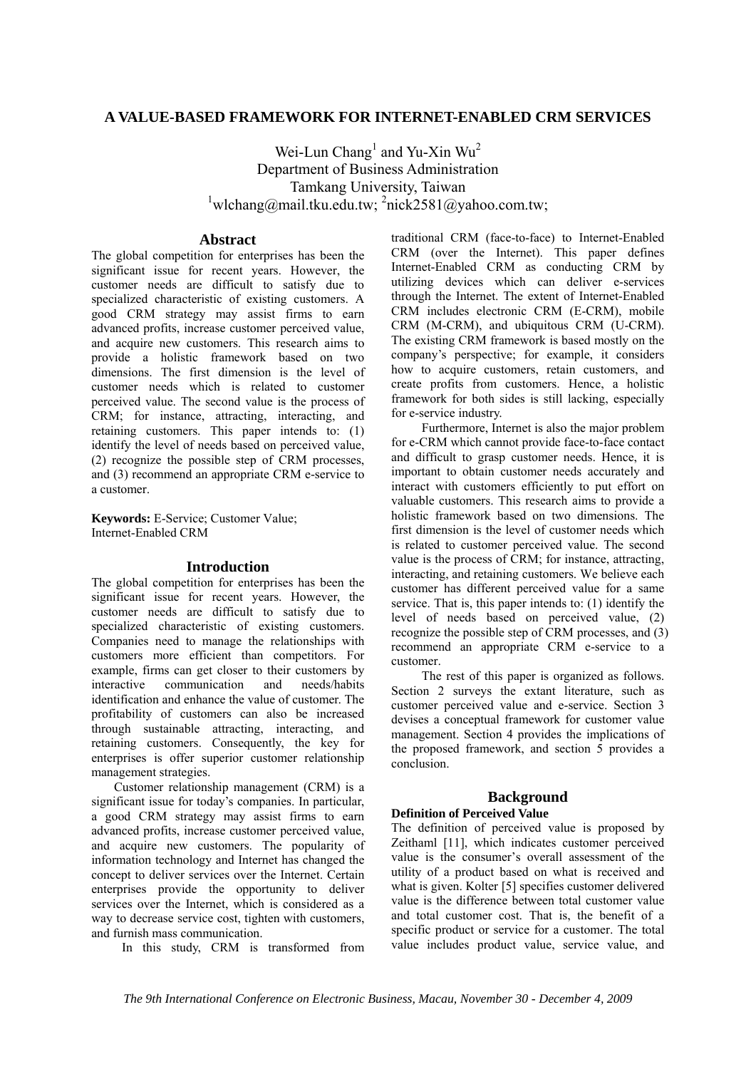## A VALUE-BASED FRAMEWORK FOR INTERNET-ENABLED CRM SERVICES

Wei-Lun Chang[1] and Yu-Xin Wu[2]
Department of Business Administration
Tamkang University, Taiwan
[1]wlchang@mail.tku.edu.tw; [2]nick2581@yahoo.com.tw;

### Abstract

The global competition for enterprises has been the significant issue for recent years. However, the customer needs are difficult to satisfy due to specialized characteristic of existing customers. A good CRM strategy may assist firms to earn advanced profits, increase customer perceived value, and acquire new customers. This research aims to provide a holistic framework based on two dimensions. The first dimension is the level of customer needs which is related to customer perceived value. The second value is the process of CRM; for instance, attracting, interacting, and retaining customers. This paper intends to: (1) identify the level of needs based on perceived value, (2) recognize the possible step of CRM processes, and (3) recommend an appropriate CRM e-service to a customer.

**Keywords:** E-Service; Customer Value; Internet-Enabled CRM

### Introduction

The global competition for enterprises has been the significant issue for recent years. However, the customer needs are difficult to satisfy due to specialized characteristic of existing customers. Companies need to manage the relationships with customers more efficient than competitors. For example, firms can get closer to their customers by interactive communication and needs/habits identification and enhance the value of customer. The profitability of customers can also be increased through sustainable attracting, interacting, and retaining customers. Consequently, the key for enterprises is offer superior customer relationship management strategies.

Customer relationship management (CRM) is a significant issue for today's companies. In particular, a good CRM strategy may assist firms to earn advanced profits, increase customer perceived value, and acquire new customers. The popularity of information technology and Internet has changed the concept to deliver services over the Internet. Certain enterprises provide the opportunity to deliver services over the Internet, which is considered as a way to decrease service cost, tighten with customers, and furnish mass communication.

In this study, CRM is transformed from traditional CRM (face-to-face) to Internet-Enabled CRM (over the Internet). This paper defines Internet-Enabled CRM as conducting CRM by utilizing devices which can deliver e-services through the Internet. The extent of Internet-Enabled CRM includes electronic CRM (E-CRM), mobile CRM (M-CRM), and ubiquitous CRM (U-CRM). The existing CRM framework is based mostly on the company's perspective; for example, it considers how to acquire customers, retain customers, and create profits from customers. Hence, a holistic framework for both sides is still lacking, especially for e-service industry.

Furthermore, Internet is also the major problem for e-CRM which cannot provide face-to-face contact and difficult to grasp customer needs. Hence, it is important to obtain customer needs accurately and interact with customers efficiently to put effort on valuable customers. This research aims to provide a holistic framework based on two dimensions. The first dimension is the level of customer needs which is related to customer perceived value. The second value is the process of CRM; for instance, attracting, interacting, and retaining customers. We believe each customer has different perceived value for a same service. That is, this paper intends to: (1) identify the level of needs based on perceived value, (2) recognize the possible step of CRM processes, and (3) recommend an appropriate CRM e-service to a customer.

The rest of this paper is organized as follows. Section 2 surveys the extant literature, such as customer perceived value and e-service. Section 3 devises a conceptual framework for customer value management. Section 4 provides the implications of the proposed framework, and section 5 provides a conclusion.

### Background

#### Definition of Perceived Value

The definition of perceived value is proposed by Zeithaml [11], which indicates customer perceived value is the consumer's overall assessment of the utility of a product based on what is received and what is given. Kolter [5] specifies customer delivered value is the difference between total customer value and total customer cost. That is, the benefit of a specific product or service for a customer. The total value includes product value, service value, and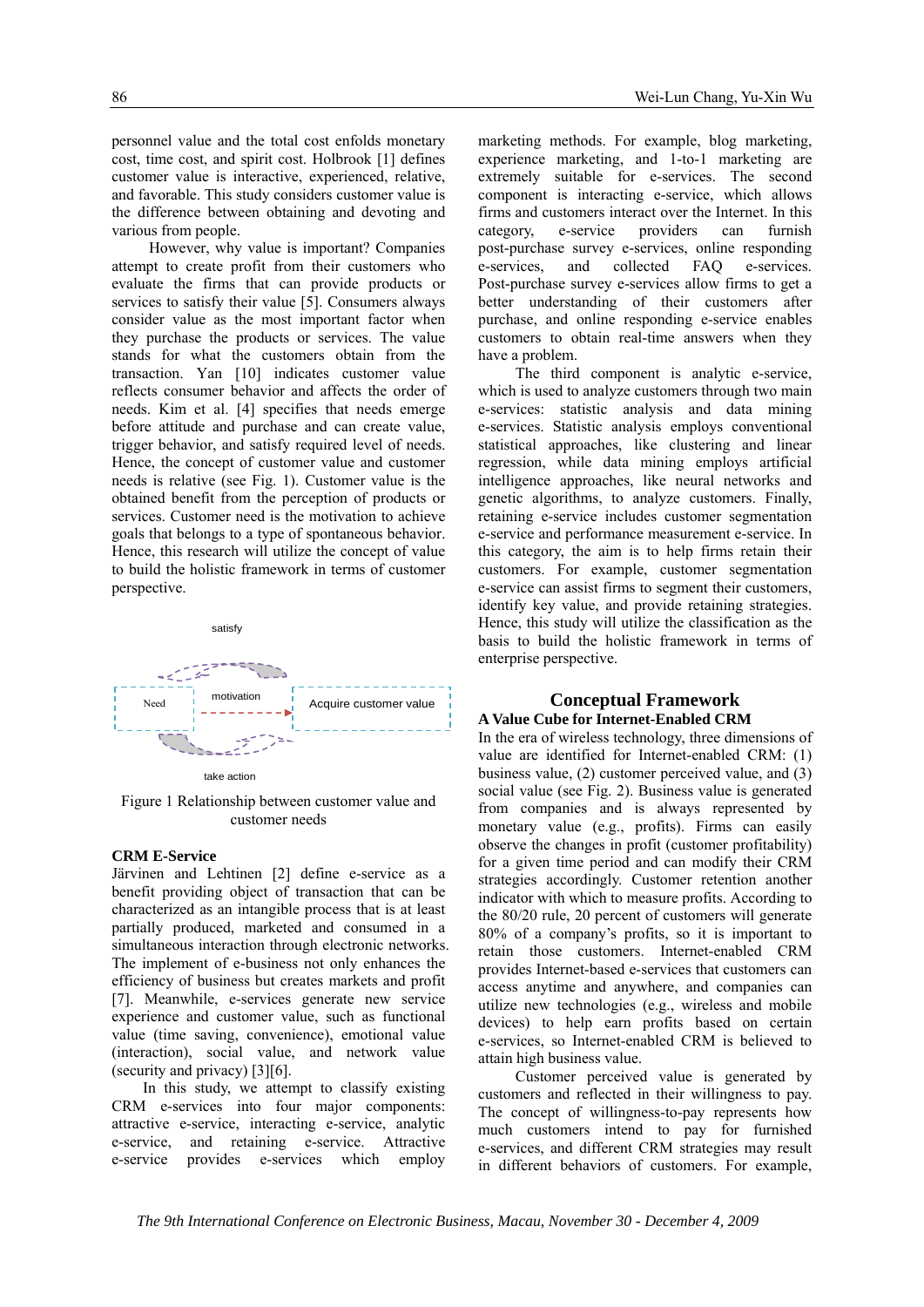personnel value and the total cost enfolds monetary cost, time cost, and spirit cost. Holbrook [1] defines customer value is interactive, experienced, relative, and favorable. This study considers customer value is the difference between obtaining and devoting and various from people.

However, why value is important? Companies attempt to create profit from their customers who evaluate the firms that can provide products or services to satisfy their value [5]. Consumers always consider value as the most important factor when they purchase the products or services. The value stands for what the customers obtain from the transaction. Yan [10] indicates customer value reflects consumer behavior and affects the order of needs. Kim et al. [4] specifies that needs emerge before attitude and purchase and can create value, trigger behavior, and satisfy required level of needs. Hence, the concept of customer value and customer needs is relative (see Fig. 1). Customer value is the obtained benefit from the perception of products or services. Customer need is the motivation to achieve goals that belongs to a type of spontaneous behavior. Hence, this research will utilize the concept of value to build the holistic framework in terms of customer perspective.

satisfy

Need

motivation

Acquire customer value

take action

Figure 1 Relationship between customer value and customer needs

**CRM E-Service**

Järvinen and Lehtinen [2] define e-service as a benefit providing object of transaction that can be characterized as an intangible process that is at least partially produced, marketed and consumed in a simultaneous interaction through electronic networks. The implement of e-business not only enhances the efficiency of business but creates markets and profit [7]. Meanwhile, e-services generate new service experience and customer value, such as functional value (time saving, convenience), emotional value (interaction), social value, and network value (security and privacy) [3][6].

In this study, we attempt to classify existing CRM e-services into four major components: attractive e-service, interacting e-service, analytic e-service, and retaining e-service. Attractive e-service provides e-services which employ marketing methods. For example, blog marketing, experience marketing, and 1-to-1 marketing are extremely suitable for e-services. The second component is interacting e-service, which allows firms and customers interact over the Internet. In this category, e-service providers can furnish post-purchase survey e-services, online responding e-services, and collected FAQ e-services. Post-purchase survey e-services allow firms to get a better understanding of their customers after purchase, and online responding e-service enables customers to obtain real-time answers when they have a problem.

The third component is analytic e-service, which is used to analyze customers through two main e-services: statistic analysis and data mining e-services. Statistic analysis employs conventional statistical approaches, like clustering and linear regression, while data mining employs artificial intelligence approaches, like neural networks and genetic algorithms, to analyze customers. Finally, retaining e-service includes customer segmentation e-service and performance measurement e-service. In this category, the aim is to help firms retain their customers. For example, customer segmentation e-service can assist firms to segment their customers, identify key value, and provide retaining strategies. Hence, this study will utilize the classification as the basis to build the holistic framework in terms of enterprise perspective.

## Conceptual Framework

**A Value Cube for Internet-Enabled CRM**

In the era of wireless technology, three dimensions of value are identified for Internet-enabled CRM: (1) business value, (2) customer perceived value, and (3) social value (see Fig. 2). Business value is generated from companies and is always represented by monetary value (e.g., profits). Firms can easily observe the changes in profit (customer profitability) for a given time period and can modify their CRM strategies accordingly. Customer retention another indicator with which to measure profits. According to the 80/20 rule, 20 percent of customers will generate 80% of a company's profits, so it is important to retain those customers. Internet-enabled CRM provides Internet-based e-services that customers can access anytime and anywhere, and companies can utilize new technologies (e.g., wireless and mobile devices) to help earn profits based on certain e-services, so Internet-enabled CRM is believed to attain high business value.

Customer perceived value is generated by customers and reflected in their willingness to pay. The concept of willingness-to-pay represents how much customers intend to pay for furnished e-services, and different CRM strategies may result in different behaviors of customers. For example,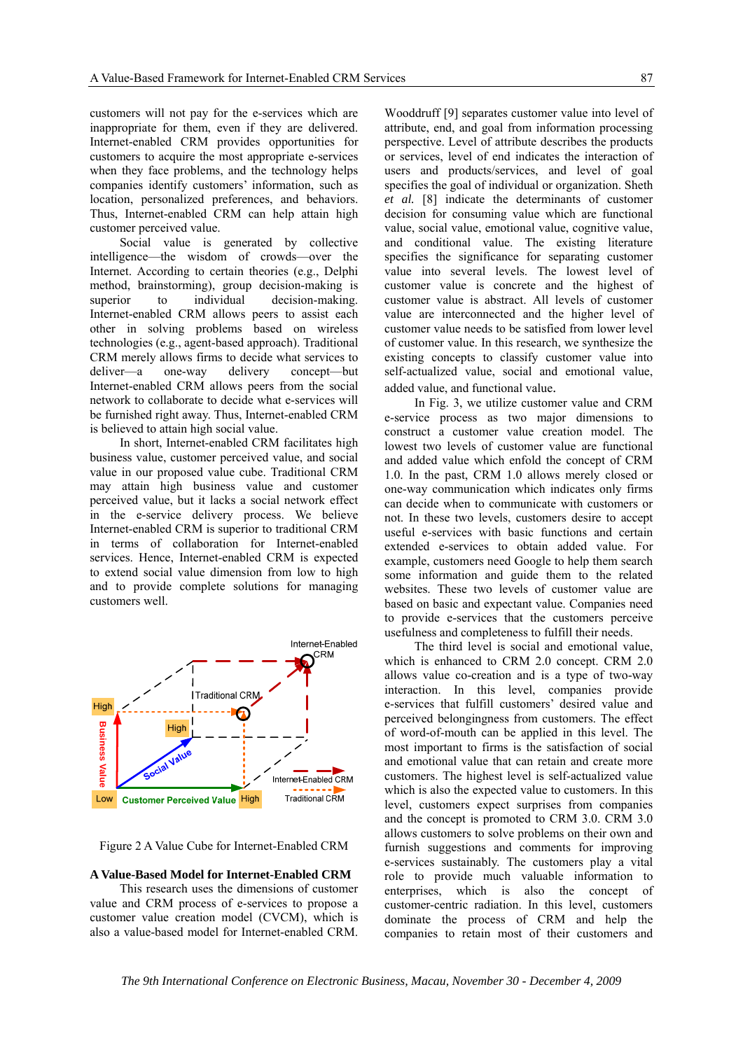customers will not pay for the e-services which are inappropriate for them, even if they are delivered. Internet-enabled CRM provides opportunities for customers to acquire the most appropriate e-services when they face problems, and the technology helps companies identify customers' information, such as location, personalized preferences, and behaviors. Thus, Internet-enabled CRM can help attain high customer perceived value.

Social value is generated by collective intelligence—the wisdom of crowds—over the Internet. According to certain theories (e.g., Delphi method, brainstorming), group decision-making is superior to individual decision-making. Internet-enabled CRM allows peers to assist each other in solving problems based on wireless technologies (e.g., agent-based approach). Traditional CRM merely allows firms to decide what services to deliver—a one-way delivery concept—but Internet-enabled CRM allows peers from the social network to collaborate to decide what e-services will be furnished right away. Thus, Internet-enabled CRM is believed to attain high social value.

In short, Internet-enabled CRM facilitates high business value, customer perceived value, and social value in our proposed value cube. Traditional CRM may attain high business value and customer perceived value, but it lacks a social network effect in the e-service delivery process. We believe Internet-enabled CRM is superior to traditional CRM in terms of collaboration for Internet-enabled services. Hence, Internet-enabled CRM is expected to extend social value dimension from low to high and to provide complete solutions for managing customers well.

Internet-Enabled CRM

Traditional CRM

High

High

Business Value

Social Value

Low

Customer Perceived Value

High

Internet-Enabled CRM

Traditional CRM

Figure 2 A Value Cube for Internet-Enabled CRM

**A Value-Based Model for Internet-Enabled CRM**

This research uses the dimensions of customer value and CRM process of e-services to propose a customer value creation model (CVCM), which is also a value-based model for Internet-enabled CRM. Wooddruff [9] separates customer value into level of attribute, end, and goal from information processing perspective. Level of attribute describes the products or services, level of end indicates the interaction of users and products/services, and level of goal specifies the goal of individual or organization. Sheth *et al.* [8] indicate the determinants of customer decision for consuming value which are functional value, social value, emotional value, cognitive value, and conditional value. The existing literature specifies the significance for separating customer value into several levels. The lowest level of customer value is concrete and the highest of customer value is abstract. All levels of customer value are interconnected and the higher level of customer value needs to be satisfied from lower level of customer value. In this research, we synthesize the existing concepts to classify customer value into self-actualized value, social and emotional value, added value, and functional value.

In Fig. 3, we utilize customer value and CRM e-service process as two major dimensions to construct a customer value creation model. The lowest two levels of customer value are functional and added value which enfold the concept of CRM 1.0. In the past, CRM 1.0 allows merely closed or one-way communication which indicates only firms can decide when to communicate with customers or not. In these two levels, customers desire to accept useful e-services with basic functions and certain extended e-services to obtain added value. For example, customers need Google to help them search some information and guide them to the related websites. These two levels of customer value are based on basic and expectant value. Companies need to provide e-services that the customers perceive usefulness and completeness to fulfill their needs.

The third level is social and emotional value, which is enhanced to CRM 2.0 concept. CRM 2.0 allows value co-creation and is a type of two-way interaction. In this level, companies provide e-services that fulfill customers' desired value and perceived belongingness from customers. The effect of word-of-mouth can be applied in this level. The most important to firms is the satisfaction of social and emotional value that can retain and create more customers. The highest level is self-actualized value which is also the expected value to customers. In this level, customers expect surprises from companies and the concept is promoted to CRM 3.0. CRM 3.0 allows customers to solve problems on their own and furnish suggestions and comments for improving e-services sustainably. The customers play a vital role to provide much valuable information to enterprises, which is also the concept of customer-centric radiation. In this level, customers dominate the process of CRM and help the companies to retain most of their customers and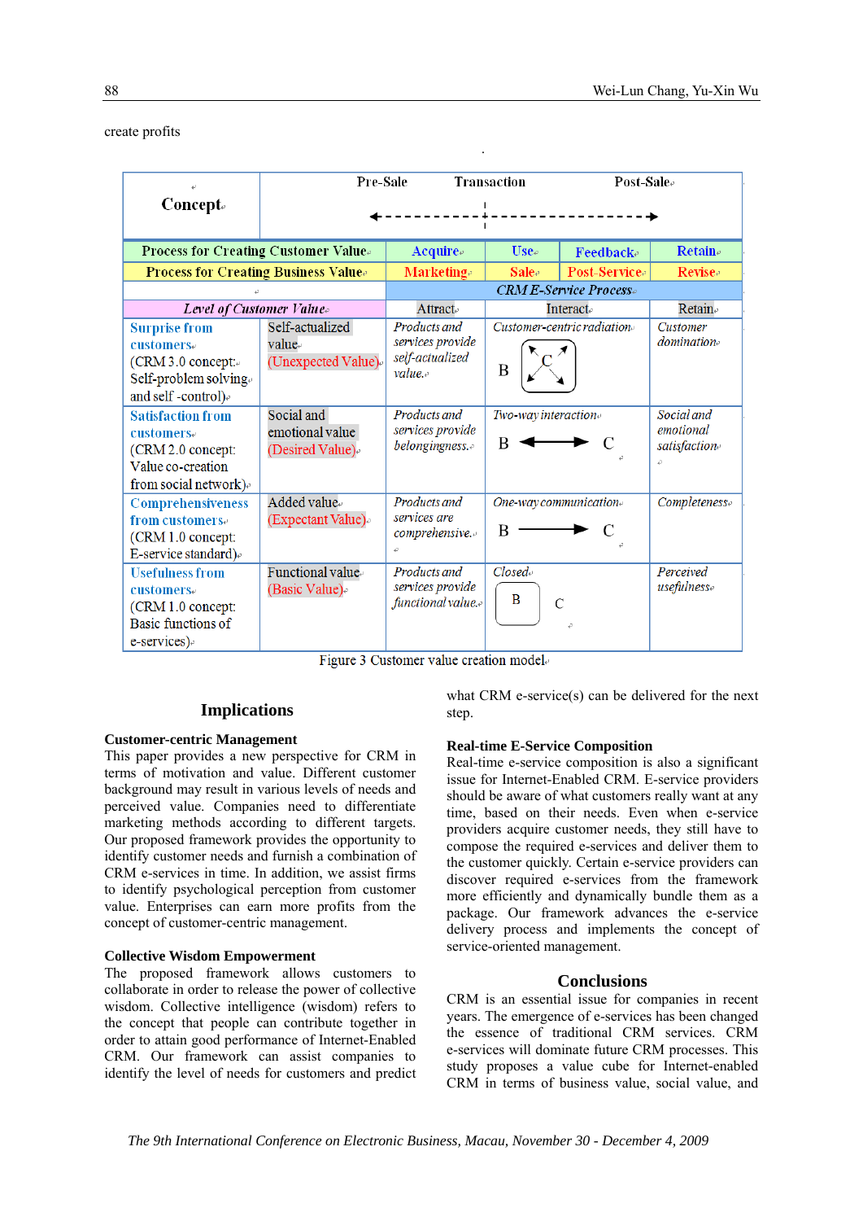create profits

| Concept | Pre-Sale | Transaction | | Post-Sale |
|---|---|---|---|---|
| Process for Creating Customer Value | Acquire | Use | Feedback | Retain |
| Process for Creating Business Value | Marketing | Sale | Post-Service | Revise |
| | *CRM E-Service Process* | | | |
| *Level of Customer Value* | Attract | Interact | | Retain |
| Surprise from customers (CRM 3.0 concept: Self-problem solving and self -control) — Self-actualized value (Unexpected Value) | *Products and services provide self-actualized value.* | *Customer-centric radiation* B C | | *Customer domination* |
| Satisfaction from customers (CRM 2.0 concept: Value co-creation from social network) — Social and emotional value (Desired Value) | *Products and services provide belongingness.* | *Two-way interaction* B ⟷ C | | *Social and emotional satisfaction* |
| Comprehensiveness from customers (CRM 1.0 concept: E-service standard) — Added value (Expectant Value) | *Products and services are comprehensive.* | *One-way communication* B ⟶ C | | *Completeness* |
| Usefulness from customers (CRM 1.0 concept: Basic functions of e-services) — Functional value (Basic Value) | *Products and services provide functional value.* | *Closed* B C | | *Perceived usefulness* |

Figure 3 Customer value creation model

## Implications

**Customer-centric Management**

This paper provides a new perspective for CRM in terms of motivation and value. Different customer background may result in various levels of needs and perceived value. Companies need to differentiate marketing methods according to different targets. Our proposed framework provides the opportunity to identify customer needs and furnish a combination of CRM e-services in time. In addition, we assist firms to identify psychological perception from customer value. Enterprises can earn more profits from the concept of customer-centric management.

**Collective Wisdom Empowerment**

The proposed framework allows customers to collaborate in order to release the power of collective wisdom. Collective intelligence (wisdom) refers to the concept that people can contribute together in order to attain good performance of Internet-Enabled CRM. Our framework can assist companies to identify the level of needs for customers and predict what CRM e-service(s) can be delivered for the next step.

**Real-time E-Service Composition**

Real-time e-service composition is also a significant issue for Internet-Enabled CRM. E-service providers should be aware of what customers really want at any time, based on their needs. Even when e-service providers acquire customer needs, they still have to compose the required e-services and deliver them to the customer quickly. Certain e-service providers can discover required e-services from the framework more efficiently and dynamically bundle them as a package. Our framework advances the e-service delivery process and implements the concept of service-oriented management.

## Conclusions

CRM is an essential issue for companies in recent years. The emergence of e-services has been changed the essence of traditional CRM services. CRM e-services will dominate future CRM processes. This study proposes a value cube for Internet-enabled CRM in terms of business value, social value, and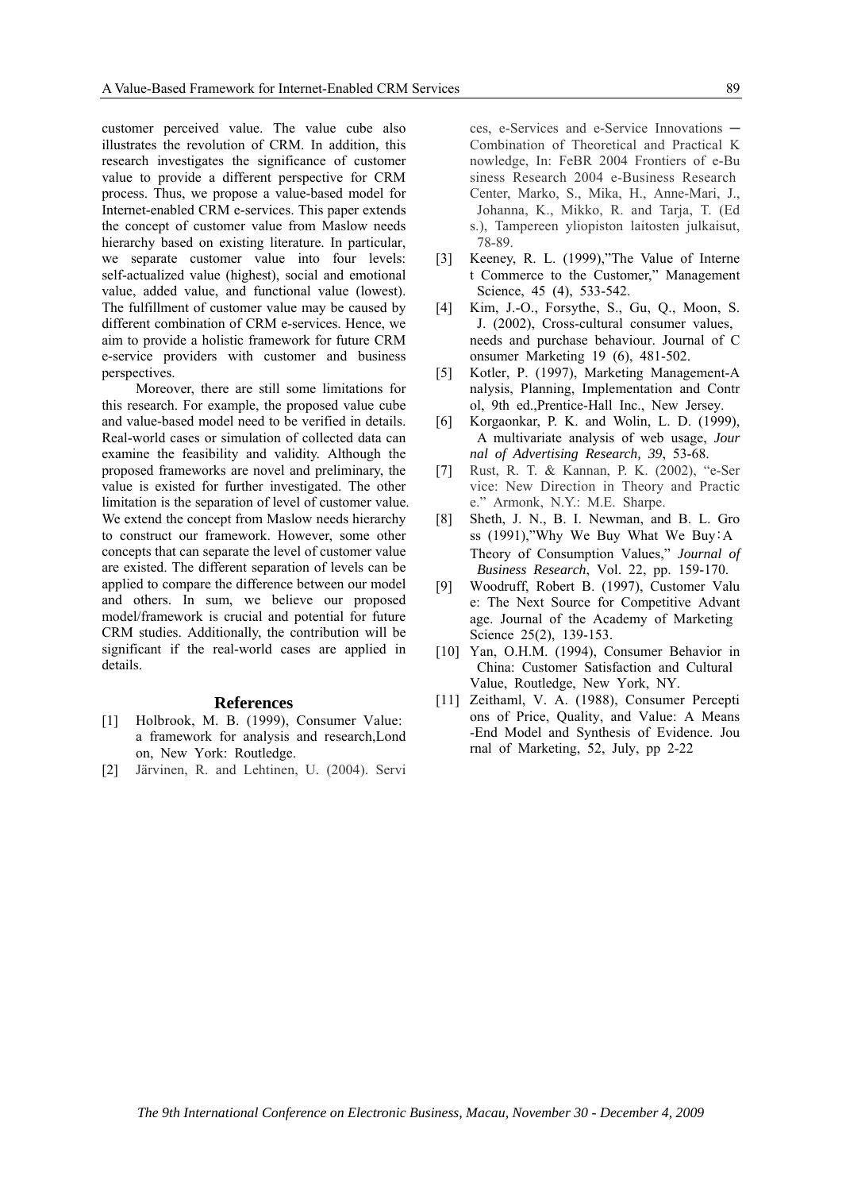customer perceived value. The value cube also illustrates the revolution of CRM. In addition, this research investigates the significance of customer value to provide a different perspective for CRM process. Thus, we propose a value-based model for Internet-enabled CRM e-services. This paper extends the concept of customer value from Maslow needs hierarchy based on existing literature. In particular, we separate customer value into four levels: self-actualized value (highest), social and emotional value, added value, and functional value (lowest). The fulfillment of customer value may be caused by different combination of CRM e-services. Hence, we aim to provide a holistic framework for future CRM e-service providers with customer and business perspectives.

Moreover, there are still some limitations for this research. For example, the proposed value cube and value-based model need to be verified in details. Real-world cases or simulation of collected data can examine the feasibility and validity. Although the proposed frameworks are novel and preliminary, the value is existed for further investigated. The other limitation is the separation of level of customer value. We extend the concept from Maslow needs hierarchy to construct our framework. However, some other concepts that can separate the level of customer value are existed. The different separation of levels can be applied to compare the difference between our model and others. In sum, we believe our proposed model/framework is crucial and potential for future CRM studies. Additionally, the contribution will be significant if the real-world cases are applied in details.

## References

[1] Holbrook, M. B. (1999), Consumer Value: a framework for analysis and research,London, New York: Routledge.

[2] Järvinen, R. and Lehtinen, U. (2004). Services, e-Services and e-Service Innovations – Combination of Theoretical and Practical Knowledge, In: FeBR 2004 Frontiers of e-Business Research 2004 e-Business Research Center, Marko, S., Mika, H., Anne-Mari, J., Johanna, K., Mikko, R. and Tarja, T. (Eds.), Tampereen yliopiston laitosten julkaisut, 78-89.

[3] Keeney, R. L. (1999),"The Value of Internet Commerce to the Customer," Management Science, 45 (4), 533-542.

[4] Kim, J.-O., Forsythe, S., Gu, Q., Moon, S. J. (2002), Cross-cultural consumer values, needs and purchase behaviour. Journal of Consumer Marketing 19 (6), 481-502.

[5] Kotler, P. (1997), Marketing Management-Analysis, Planning, Implementation and Control, 9th ed.,Prentice-Hall Inc., New Jersey.

[6] Korgaonkar, P. K. and Wolin, L. D. (1999), A multivariate analysis of web usage, *Journal of Advertising Research, 39*, 53-68.

[7] Rust, R. T. & Kannan, P. K. (2002), "e-Service: New Direction in Theory and Practice." Armonk, N.Y.: M.E. Sharpe.

[8] Sheth, J. N., B. I. Newman, and B. L. Gross (1991),"Why We Buy What We Buy：A Theory of Consumption Values," *Journal of Business Research*, Vol. 22, pp. 159-170.

[9] Woodruff, Robert B. (1997), Customer Value: The Next Source for Competitive Advantage. Journal of the Academy of Marketing Science 25(2), 139-153.

[10] Yan, O.H.M. (1994), Consumer Behavior in China: Customer Satisfaction and Cultural Value, Routledge, New York, NY.

[11] Zeithaml, V. A. (1988), Consumer Perceptions of Price, Quality, and Value: A Means-End Model and Synthesis of Evidence. Journal of Marketing, 52, July, pp 2-22